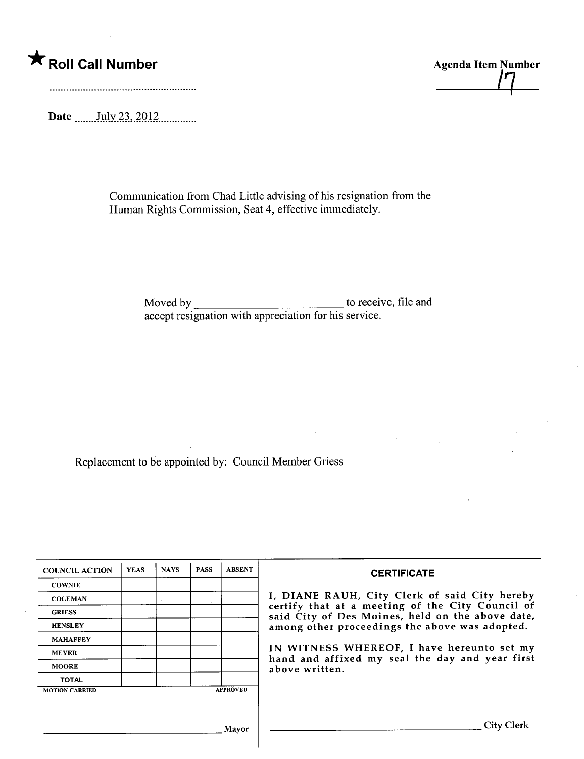★ **Roll Call Number**

**Agenda Item Number**
17

**Date** July 23, 2012

Communication from Chad Little advising of his resignation from the Human Rights Commission, Seat 4, effective immediately.

Moved by ________________________ to receive, file and accept resignation with appreciation for his service.

Replacement to be appointed by: Council Member Griess

| COUNCIL ACTION | YEAS | NAYS | PASS | ABSENT |
|---|---|---|---|---|
| COWNIE | | | | |
| COLEMAN | | | | |
| GRIESS | | | | |
| HENSLEY | | | | |
| MAHAFFEY | | | | |
| MEYER | | | | |
| MOORE | | | | |
| TOTAL | | | | |

MOTION CARRIED APPROVED

________________________________ Mayor

**CERTIFICATE**

I, DIANE RAUH, City Clerk of said City hereby certify that at a meeting of the City Council of said City of Des Moines, held on the above date, among other proceedings the above was adopted.

IN WITNESS WHEREOF, I have hereunto set my hand and affixed my seal the day and year first above written.

________________________________ City Clerk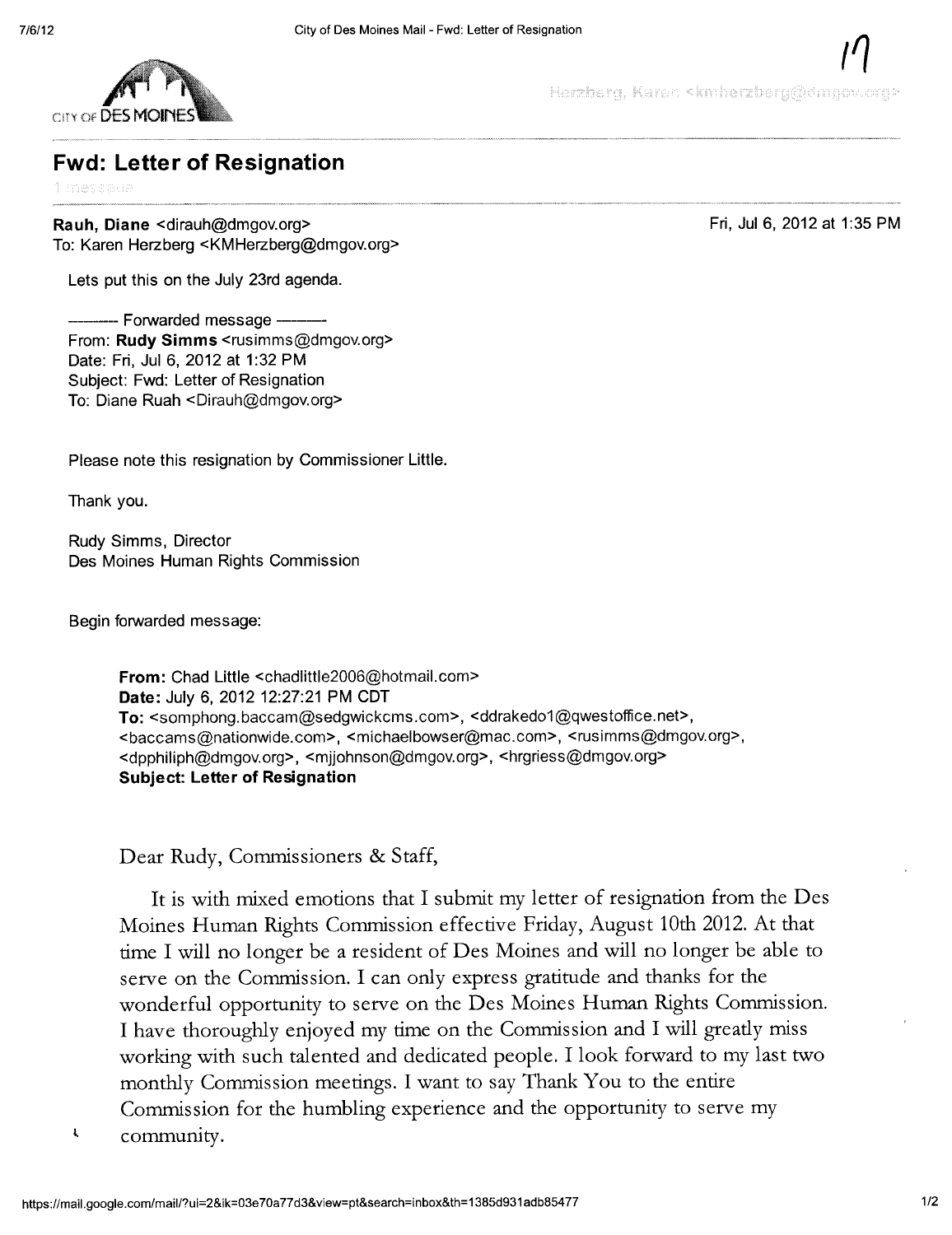Herzberg, Karen <kmherzberg@dmgov.org>

## Fwd: Letter of Resignation

1 message

**Rauh, Diane** <dirauh@dmgov.org>
To: Karen Herzberg <KMHerzberg@dmgov.org>

Fri, Jul 6, 2012 at 1:35 PM

Lets put this on the July 23rd agenda.

---------- Forwarded message ----------
From: **Rudy Simms** <rusimms@dmgov.org>
Date: Fri, Jul 6, 2012 at 1:32 PM
Subject: Fwd: Letter of Resignation
To: Diane Ruah <Dirauh@dmgov.org>

Please note this resignation by Commissioner Little.

Thank you.

Rudy Simms, Director
Des Moines Human Rights Commission

Begin forwarded message:

> **From:** Chad Little <chadlittle2006@hotmail.com>
> **Date:** July 6, 2012 12:27:21 PM CDT
> **To:** <somphong.baccam@sedgwickcms.com>, <ddrakedo1@qwestoffice.net>, <baccams@nationwide.com>, <michaelbowser@mac.com>, <rusimms@dmgov.org>, <dpphiliph@dmgov.org>, <mjjohnson@dmgov.org>, <hrgriess@dmgov.org>
> **Subject: Letter of Resignation**
>
> Dear Rudy, Commissioners & Staff,
>
> It is with mixed emotions that I submit my letter of resignation from the Des Moines Human Rights Commission effective Friday, August 10th 2012. At that time I will no longer be a resident of Des Moines and will no longer be able to serve on the Commission. I can only express gratitude and thanks for the wonderful opportunity to serve on the Des Moines Human Rights Commission. I have thoroughly enjoyed my time on the Commission and I will greatly miss working with such talented and dedicated people. I look forward to my last two monthly Commission meetings. I want to say Thank You to the entire Commission for the humbling experience and the opportunity to serve my community.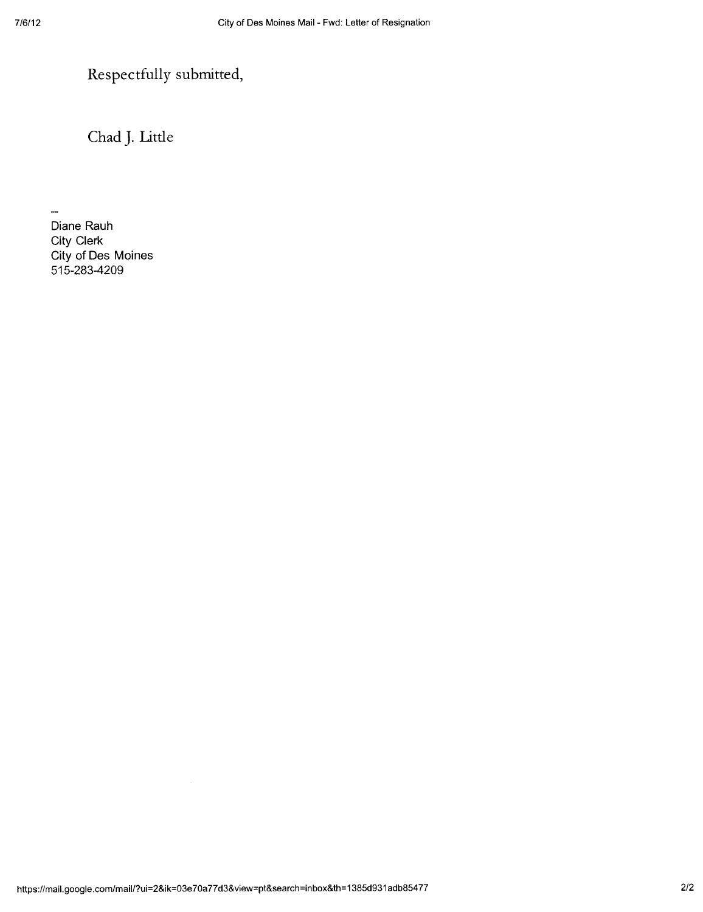Respectfully submitted,

Chad J. Little

--
Diane Rauh
City Clerk
City of Des Moines
515-283-4209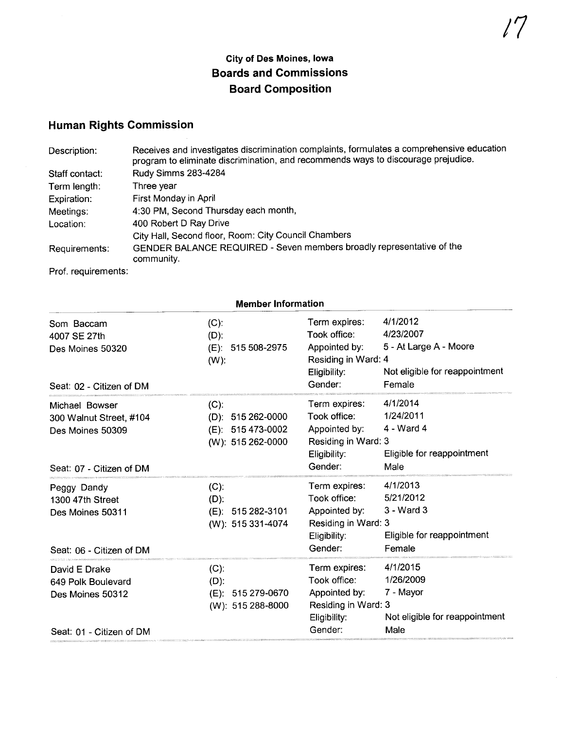## City of Des Moines, Iowa
## Boards and Commissions
## Board Composition

# Human Rights Commission

| | |
|---|---|
| Description: | Receives and investigates discrimination complaints, formulates a comprehensive education program to eliminate discrimination, and recommends ways to discourage prejudice. |
| Staff contact: | Rudy Simms 283-4284 |
| Term length: | Three year |
| Expiration: | First Monday in April |
| Meetings: | 4:30 PM, Second Thursday each month, |
| Location: | 400 Robert D Ray Drive<br>City Hall, Second floor, Room: City Council Chambers |
| Requirements: | GENDER BALANCE REQUIRED - Seven members broadly representative of the community. |
| Prof. requirements: | |

### Member Information

| Member | Phone | | |
|---|---|---|---|
| Som Baccam<br>4007 SE 27th<br>Des Moines 50320<br><br>Seat: 02 - Citizen of DM | (C):<br>(D):<br>(E): 515 508-2975<br>(W): | Term expires:<br>Took office:<br>Appointed by:<br>Residing in Ward: 4<br>Eligibility:<br>Gender: | 4/1/2012<br>4/23/2007<br>5 - At Large A - Moore<br><br>Not eligible for reappointment<br>Female |
| Michael Bowser<br>300 Walnut Street, #104<br>Des Moines 50309<br><br>Seat: 07 - Citizen of DM | (C):<br>(D): 515 262-0000<br>(E): 515 473-0002<br>(W): 515 262-0000 | Term expires:<br>Took office:<br>Appointed by:<br>Residing in Ward: 3<br>Eligibility:<br>Gender: | 4/1/2014<br>1/24/2011<br>4 - Ward 4<br><br>Eligible for reappointment<br>Male |
| Peggy Dandy<br>1300 47th Street<br>Des Moines 50311<br><br>Seat: 06 - Citizen of DM | (C):<br>(D):<br>(E): 515 282-3101<br>(W): 515 331-4074 | Term expires:<br>Took office:<br>Appointed by:<br>Residing in Ward: 3<br>Eligibility:<br>Gender: | 4/1/2013<br>5/21/2012<br>3 - Ward 3<br><br>Eligible for reappointment<br>Female |
| David E Drake<br>649 Polk Boulevard<br>Des Moines 50312<br><br>Seat: 01 - Citizen of DM | (C):<br>(D):<br>(E): 515 279-0670<br>(W): 515 288-8000 | Term expires:<br>Took office:<br>Appointed by:<br>Residing in Ward: 3<br>Eligibility:<br>Gender: | 4/1/2015<br>1/26/2009<br>7 - Mayor<br><br>Not eligible for reappointment<br>Male |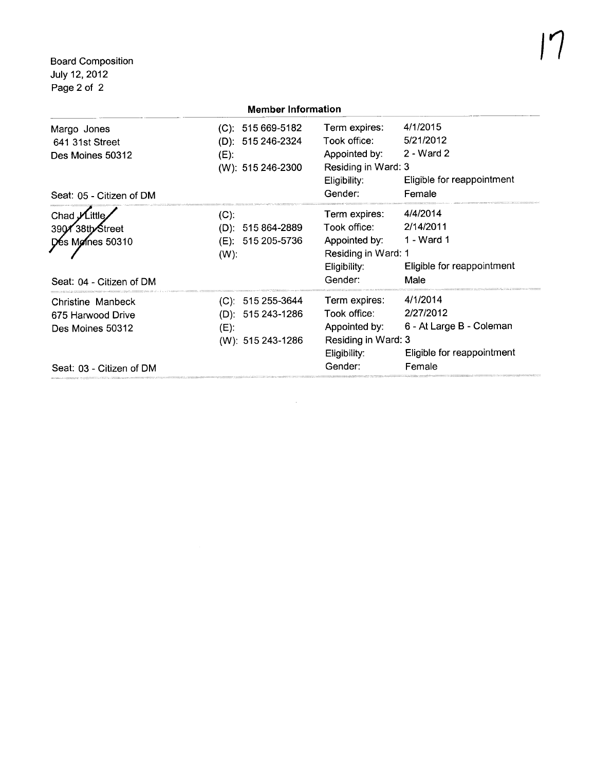Board Composition
July 12, 2012

## Member Information

| | | | |
|---|---|---|---|
| Margo Jones<br>641 31st Street<br>Des Moines 50312<br><br>Seat: 05 - Citizen of DM | (C): 515 669-5182<br>(D): 515 246-2324<br>(E):<br>(W): 515 246-2300 | Term expires:<br>Took office:<br>Appointed by:<br>Residing in Ward: 3<br>Eligibility:<br>Gender: | 4/1/2015<br>5/21/2012<br>2 - Ward 2<br><br>Eligible for reappointment<br>Female |
| Chad J Little<br>3901 38th Street<br>Des Moines 50310<br><br>Seat: 04 - Citizen of DM | (C):<br>(D): 515 864-2889<br>(E): 515 205-5736<br>(W): | Term expires:<br>Took office:<br>Appointed by:<br>Residing in Ward: 1<br>Eligibility:<br>Gender: | 4/4/2014<br>2/14/2011<br>1 - Ward 1<br><br>Eligible for reappointment<br>Male |
| Christine Manbeck<br>675 Harwood Drive<br>Des Moines 50312<br><br>Seat: 03 - Citizen of DM | (C): 515 255-3644<br>(D): 515 243-1286<br>(E):<br>(W): 515 243-1286 | Term expires:<br>Took office:<br>Appointed by:<br>Residing in Ward: 3<br>Eligibility:<br>Gender: | 4/1/2014<br>2/27/2012<br>6 - At Large B - Coleman<br><br>Eligible for reappointment<br>Female |